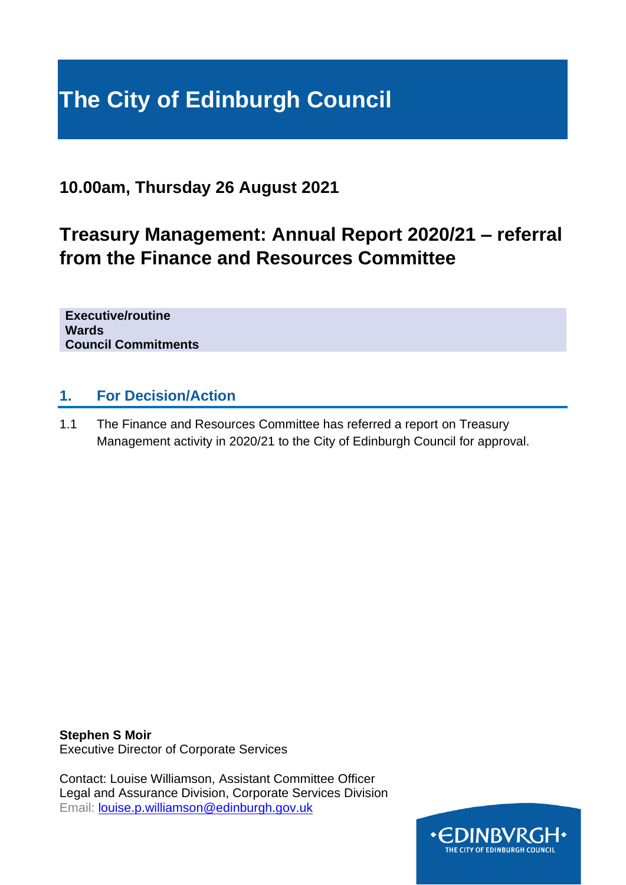# The City of Edinburgh Council

## 10.00am, Thursday 26 August 2021

## Treasury Management: Annual Report 2020/21 – referral from the Finance and Resources Committee

**Executive/routine**
**Wards**
**Council Commitments**

### 1. For Decision/Action

1.1 The Finance and Resources Committee has referred a report on Treasury Management activity in 2020/21 to the City of Edinburgh Council for approval.

**Stephen S Moir**
Executive Director of Corporate Services

Contact: Louise Williamson, Assistant Committee Officer
Legal and Assurance Division, Corporate Services Division
Email: louise.p.williamson@edinburgh.gov.uk

•EDINBVRGH•
THE CITY OF EDINBURGH COUNCIL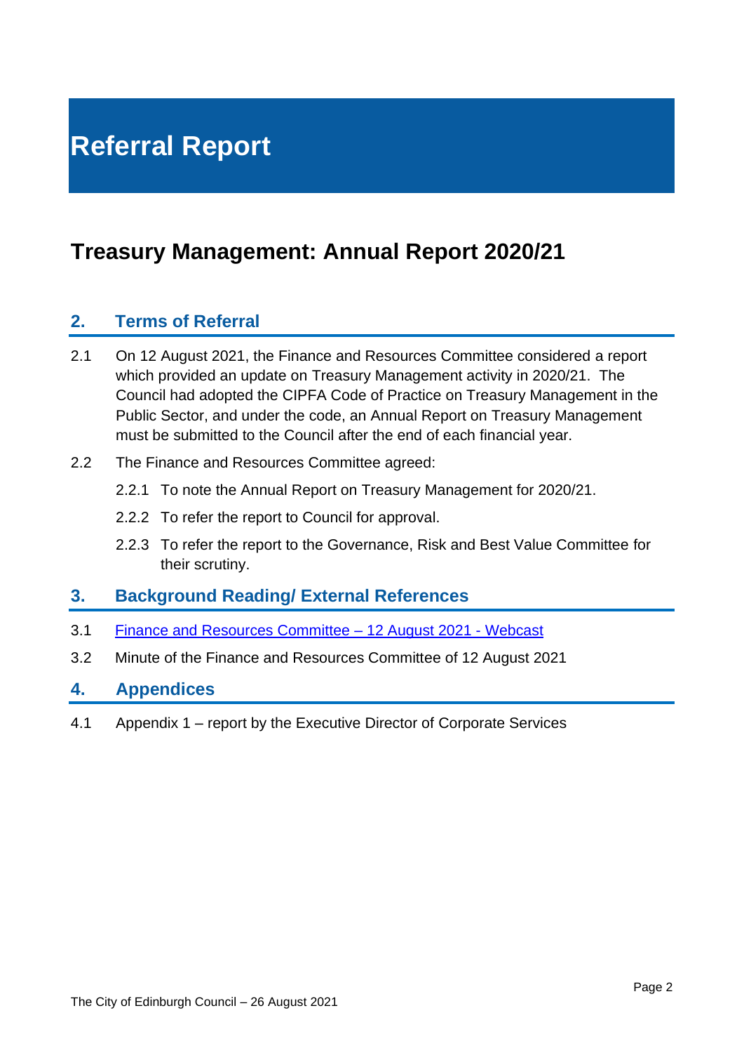# Referral Report

## Treasury Management: Annual Report 2020/21

### 2. Terms of Referral

2.1 On 12 August 2021, the Finance and Resources Committee considered a report which provided an update on Treasury Management activity in 2020/21. The Council had adopted the CIPFA Code of Practice on Treasury Management in the Public Sector, and under the code, an Annual Report on Treasury Management must be submitted to the Council after the end of each financial year.

2.2 The Finance and Resources Committee agreed:

2.2.1 To note the Annual Report on Treasury Management for 2020/21.

2.2.2 To refer the report to Council for approval.

2.2.3 To refer the report to the Governance, Risk and Best Value Committee for their scrutiny.

### 3. Background Reading/ External References

3.1 Finance and Resources Committee – 12 August 2021 - Webcast

3.2 Minute of the Finance and Resources Committee of 12 August 2021

### 4. Appendices

4.1 Appendix 1 – report by the Executive Director of Corporate Services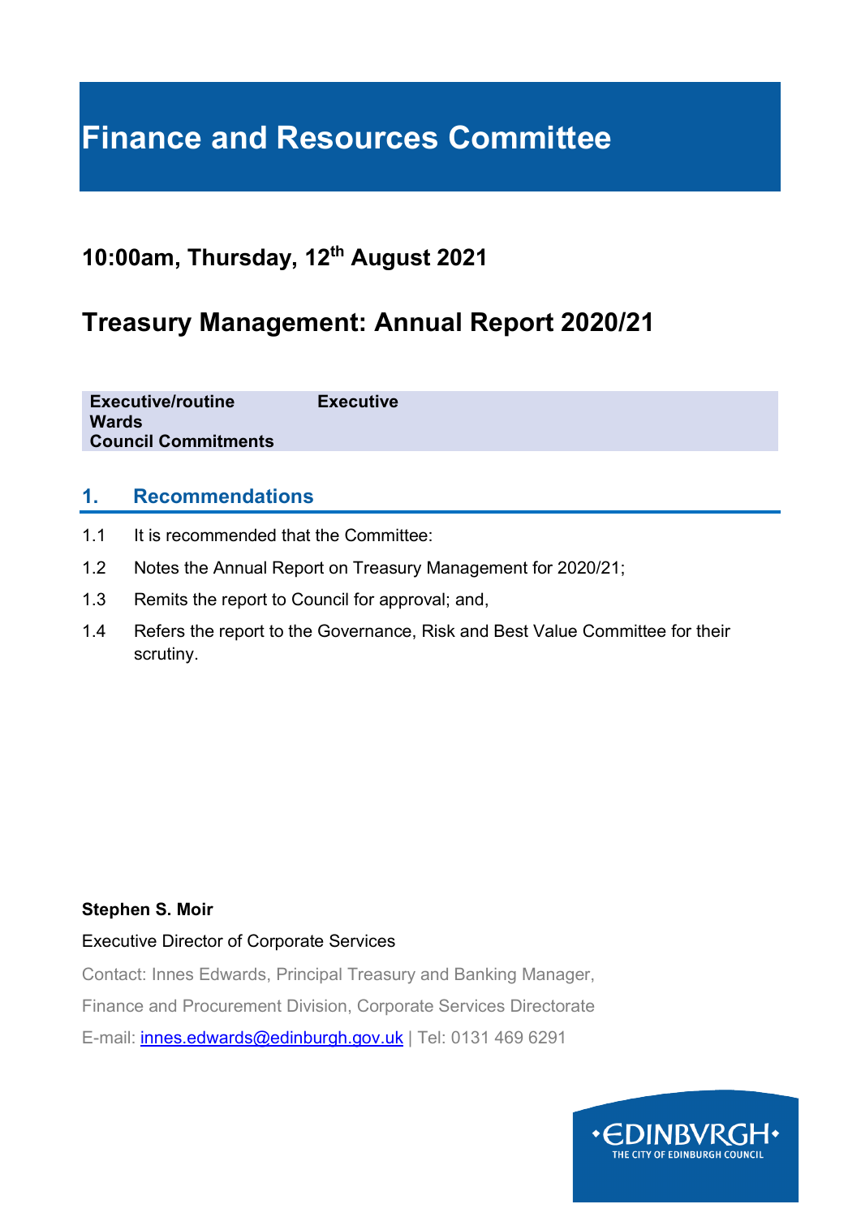# Finance and Resources Committee

## 10:00am, Thursday, 12th August 2021

## Treasury Management: Annual Report 2020/21

| Executive/routine | Executive |
|---|---|
| Wards | |
| Council Commitments | |

### 1. Recommendations

1.1 It is recommended that the Committee:

1.2 Notes the Annual Report on Treasury Management for 2020/21;

1.3 Remits the report to Council for approval; and,

1.4 Refers the report to the Governance, Risk and Best Value Committee for their scrutiny.

**Stephen S. Moir**

Executive Director of Corporate Services

Contact: Innes Edwards, Principal Treasury and Banking Manager,

Finance and Procurement Division, Corporate Services Directorate

E-mail: innes.edwards@edinburgh.gov.uk | Tel: 0131 469 6291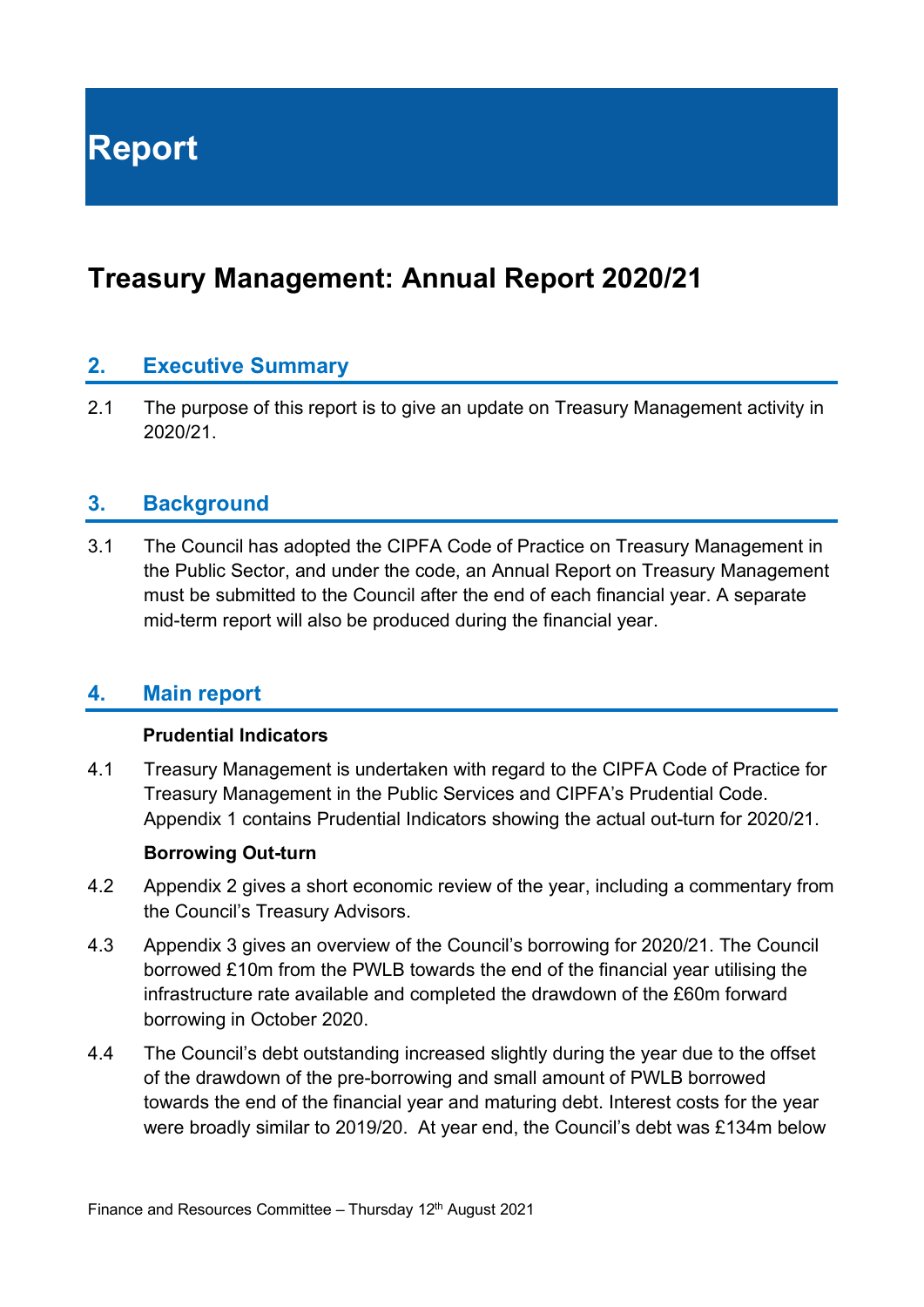# Report

## Treasury Management: Annual Report 2020/21

### 2. Executive Summary

2.1 The purpose of this report is to give an update on Treasury Management activity in 2020/21.

### 3. Background

3.1 The Council has adopted the CIPFA Code of Practice on Treasury Management in the Public Sector, and under the code, an Annual Report on Treasury Management must be submitted to the Council after the end of each financial year. A separate mid-term report will also be produced during the financial year.

### 4. Main report

**Prudential Indicators**

4.1 Treasury Management is undertaken with regard to the CIPFA Code of Practice for Treasury Management in the Public Services and CIPFA's Prudential Code. Appendix 1 contains Prudential Indicators showing the actual out-turn for 2020/21.

**Borrowing Out-turn**

4.2 Appendix 2 gives a short economic review of the year, including a commentary from the Council's Treasury Advisors.

4.3 Appendix 3 gives an overview of the Council's borrowing for 2020/21. The Council borrowed £10m from the PWLB towards the end of the financial year utilising the infrastructure rate available and completed the drawdown of the £60m forward borrowing in October 2020.

4.4 The Council's debt outstanding increased slightly during the year due to the offset of the drawdown of the pre-borrowing and small amount of PWLB borrowed towards the end of the financial year and maturing debt. Interest costs for the year were broadly similar to 2019/20. At year end, the Council's debt was £134m below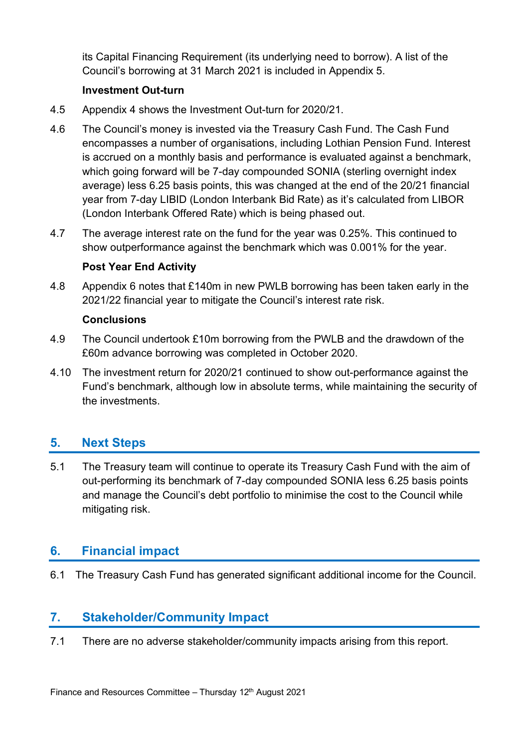its Capital Financing Requirement (its underlying need to borrow). A list of the Council's borrowing at 31 March 2021 is included in Appendix 5.

**Investment Out-turn**

4.5 Appendix 4 shows the Investment Out-turn for 2020/21.

4.6 The Council's money is invested via the Treasury Cash Fund. The Cash Fund encompasses a number of organisations, including Lothian Pension Fund. Interest is accrued on a monthly basis and performance is evaluated against a benchmark, which going forward will be 7-day compounded SONIA (sterling overnight index average) less 6.25 basis points, this was changed at the end of the 20/21 financial year from 7-day LIBID (London Interbank Bid Rate) as it's calculated from LIBOR (London Interbank Offered Rate) which is being phased out.

4.7 The average interest rate on the fund for the year was 0.25%. This continued to show outperformance against the benchmark which was 0.001% for the year.

**Post Year End Activity**

4.8 Appendix 6 notes that £140m in new PWLB borrowing has been taken early in the 2021/22 financial year to mitigate the Council's interest rate risk.

**Conclusions**

4.9 The Council undertook £10m borrowing from the PWLB and the drawdown of the £60m advance borrowing was completed in October 2020.

4.10 The investment return for 2020/21 continued to show out-performance against the Fund's benchmark, although low in absolute terms, while maintaining the security of the investments.

## 5. Next Steps

5.1 The Treasury team will continue to operate its Treasury Cash Fund with the aim of out-performing its benchmark of 7-day compounded SONIA less 6.25 basis points and manage the Council's debt portfolio to minimise the cost to the Council while mitigating risk.

## 6. Financial impact

6.1 The Treasury Cash Fund has generated significant additional income for the Council.

## 7. Stakeholder/Community Impact

7.1 There are no adverse stakeholder/community impacts arising from this report.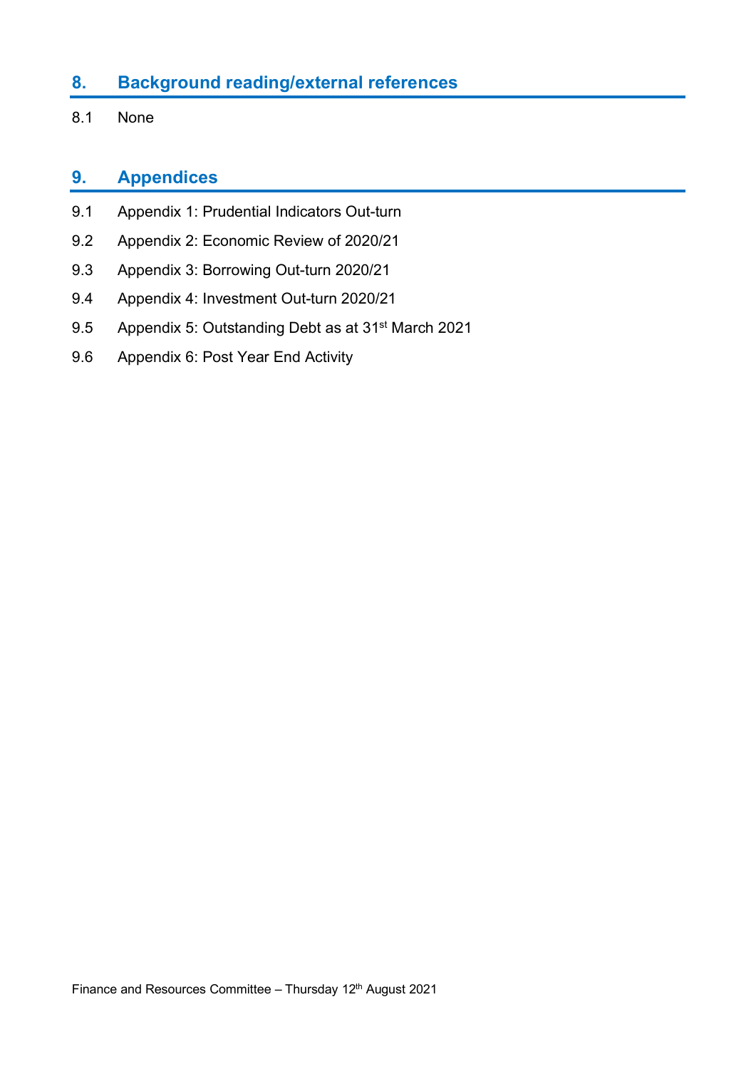## 8. Background reading/external references

8.1 None

## 9. Appendices

9.1 Appendix 1: Prudential Indicators Out-turn

9.2 Appendix 2: Economic Review of 2020/21

9.3 Appendix 3: Borrowing Out-turn 2020/21

9.4 Appendix 4: Investment Out-turn 2020/21

9.5 Appendix 5: Outstanding Debt as at 31st March 2021

9.6 Appendix 6: Post Year End Activity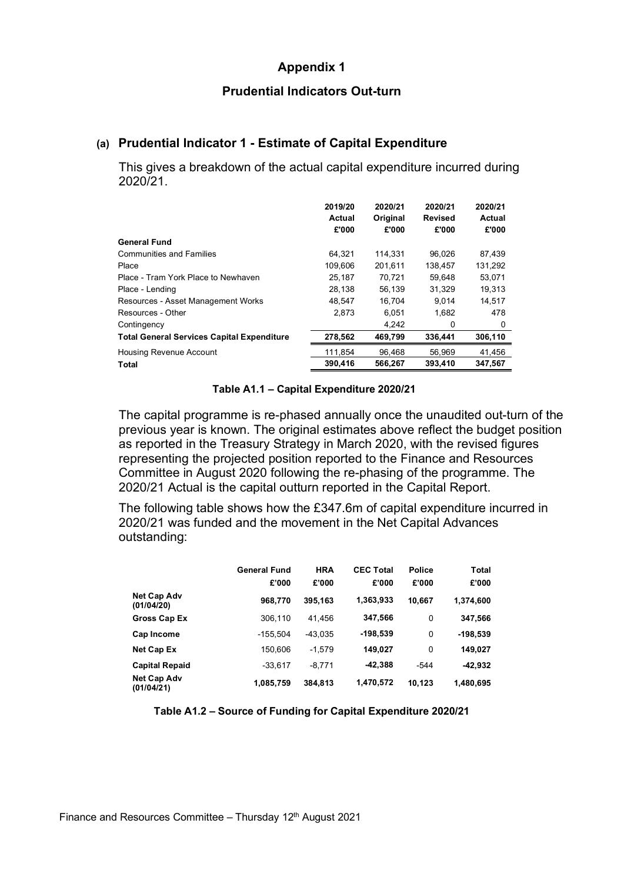# Appendix 1

## Prudential Indicators Out-turn

### (a) Prudential Indicator 1 - Estimate of Capital Expenditure

This gives a breakdown of the actual capital expenditure incurred during 2020/21.

| | 2019/20 Actual £'000 | 2020/21 Original £'000 | 2020/21 Revised £'000 | 2020/21 Actual £'000 |
|---|---|---|---|---|
| **General Fund** | | | | |
| Communities and Families | 64,321 | 114,331 | 96,026 | 87,439 |
| Place | 109,606 | 201,611 | 138,457 | 131,292 |
| Place - Tram York Place to Newhaven | 25,187 | 70,721 | 59,648 | 53,071 |
| Place - Lending | 28,138 | 56,139 | 31,329 | 19,313 |
| Resources - Asset Management Works | 48,547 | 16,704 | 9,014 | 14,517 |
| Resources - Other | 2,873 | 6,051 | 1,682 | 478 |
| Contingency | | 4,242 | 0 | 0 |
| **Total General Services Capital Expenditure** | **278,562** | **469,799** | **336,441** | **306,110** |
| Housing Revenue Account | 111,854 | 96,468 | 56,969 | 41,456 |
| **Total** | **390,416** | **566,267** | **393,410** | **347,567** |

**Table A1.1 – Capital Expenditure 2020/21**

The capital programme is re-phased annually once the unaudited out-turn of the previous year is known. The original estimates above reflect the budget position as reported in the Treasury Strategy in March 2020, with the revised figures representing the projected position reported to the Finance and Resources Committee in August 2020 following the re-phasing of the programme. The 2020/21 Actual is the capital outturn reported in the Capital Report.

The following table shows how the £347.6m of capital expenditure incurred in 2020/21 was funded and the movement in the Net Capital Advances outstanding:

| | General Fund £'000 | HRA £'000 | CEC Total £'000 | Police £'000 | Total £'000 |
|---|---|---|---|---|---|
| **Net Cap Adv (01/04/20)** | **968,770** | **395,163** | **1,363,933** | **10,667** | **1,374,600** |
| **Gross Cap Ex** | 306,110 | 41,456 | **347,566** | 0 | **347,566** |
| **Cap Income** | -155,504 | -43,035 | **-198,539** | 0 | **-198,539** |
| **Net Cap Ex** | 150,606 | -1,579 | **149,027** | 0 | **149,027** |
| **Capital Repaid** | -33,617 | -8,771 | **-42,388** | -544 | **-42,932** |
| **Net Cap Adv (01/04/21)** | **1,085,759** | **384,813** | **1,470,572** | **10,123** | **1,480,695** |

**Table A1.2 – Source of Funding for Capital Expenditure 2020/21**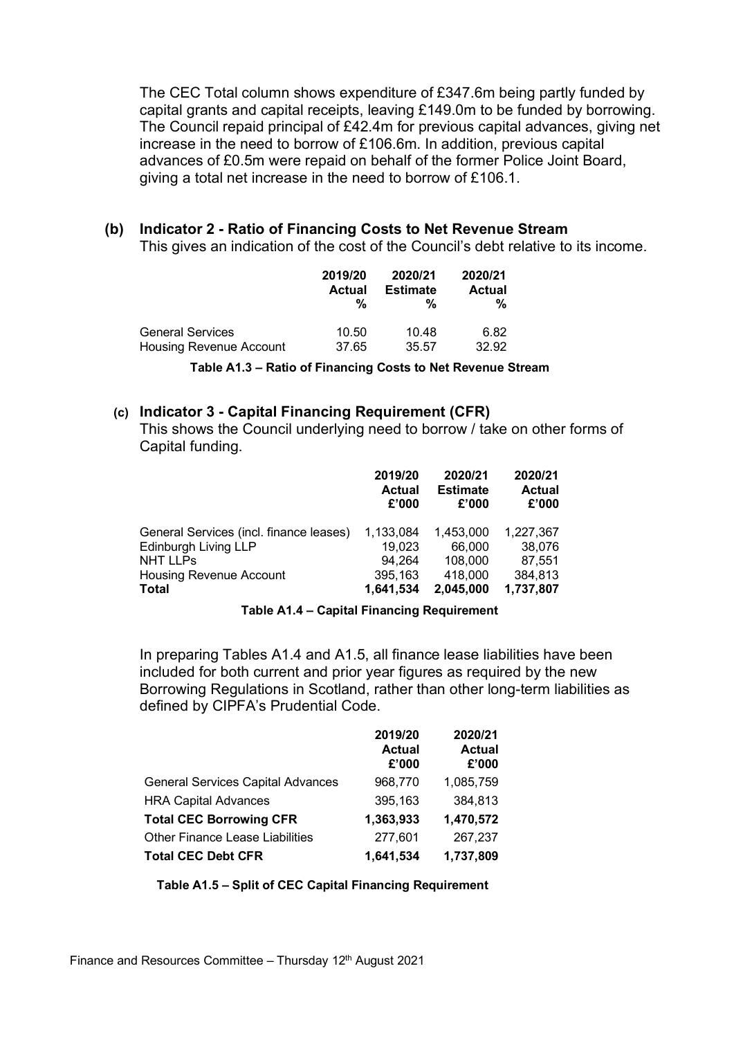The CEC Total column shows expenditure of £347.6m being partly funded by capital grants and capital receipts, leaving £149.0m to be funded by borrowing. The Council repaid principal of £42.4m for previous capital advances, giving net increase in the need to borrow of £106.6m. In addition, previous capital advances of £0.5m were repaid on behalf of the former Police Joint Board, giving a total net increase in the need to borrow of £106.1.

### (b) Indicator 2 - Ratio of Financing Costs to Net Revenue Stream

This gives an indication of the cost of the Council's debt relative to its income.

| | 2019/20 Actual % | 2020/21 Estimate % | 2020/21 Actual % |
|---|---|---|---|
| General Services | 10.50 | 10.48 | 6.82 |
| Housing Revenue Account | 37.65 | 35.57 | 32.92 |

**Table A1.3 – Ratio of Financing Costs to Net Revenue Stream**

### (c) Indicator 3 - Capital Financing Requirement (CFR)

This shows the Council underlying need to borrow / take on other forms of Capital funding.

| | 2019/20 Actual £'000 | 2020/21 Estimate £'000 | 2020/21 Actual £'000 |
|---|---|---|---|
| General Services (incl. finance leases) | 1,133,084 | 1,453,000 | 1,227,367 |
| Edinburgh Living LLP | 19,023 | 66,000 | 38,076 |
| NHT LLPs | 94,264 | 108,000 | 87,551 |
| Housing Revenue Account | 395,163 | 418,000 | 384,813 |
| **Total** | **1,641,534** | **2,045,000** | **1,737,807** |

**Table A1.4 – Capital Financing Requirement**

In preparing Tables A1.4 and A1.5, all finance lease liabilities have been included for both current and prior year figures as required by the new Borrowing Regulations in Scotland, rather than other long-term liabilities as defined by CIPFA's Prudential Code.

| | 2019/20 Actual £'000 | 2020/21 Actual £'000 |
|---|---|---|
| General Services Capital Advances | 968,770 | 1,085,759 |
| HRA Capital Advances | 395,163 | 384,813 |
| **Total CEC Borrowing CFR** | **1,363,933** | **1,470,572** |
| Other Finance Lease Liabilities | 277,601 | 267,237 |
| **Total CEC Debt CFR** | **1,641,534** | **1,737,809** |

**Table A1.5 – Split of CEC Capital Financing Requirement**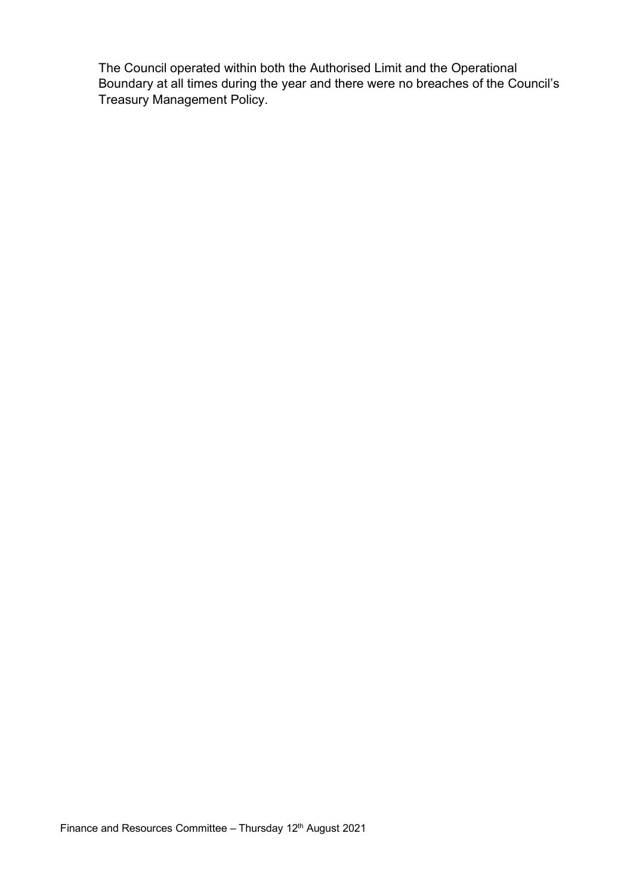The Council operated within both the Authorised Limit and the Operational Boundary at all times during the year and there were no breaches of the Council's Treasury Management Policy.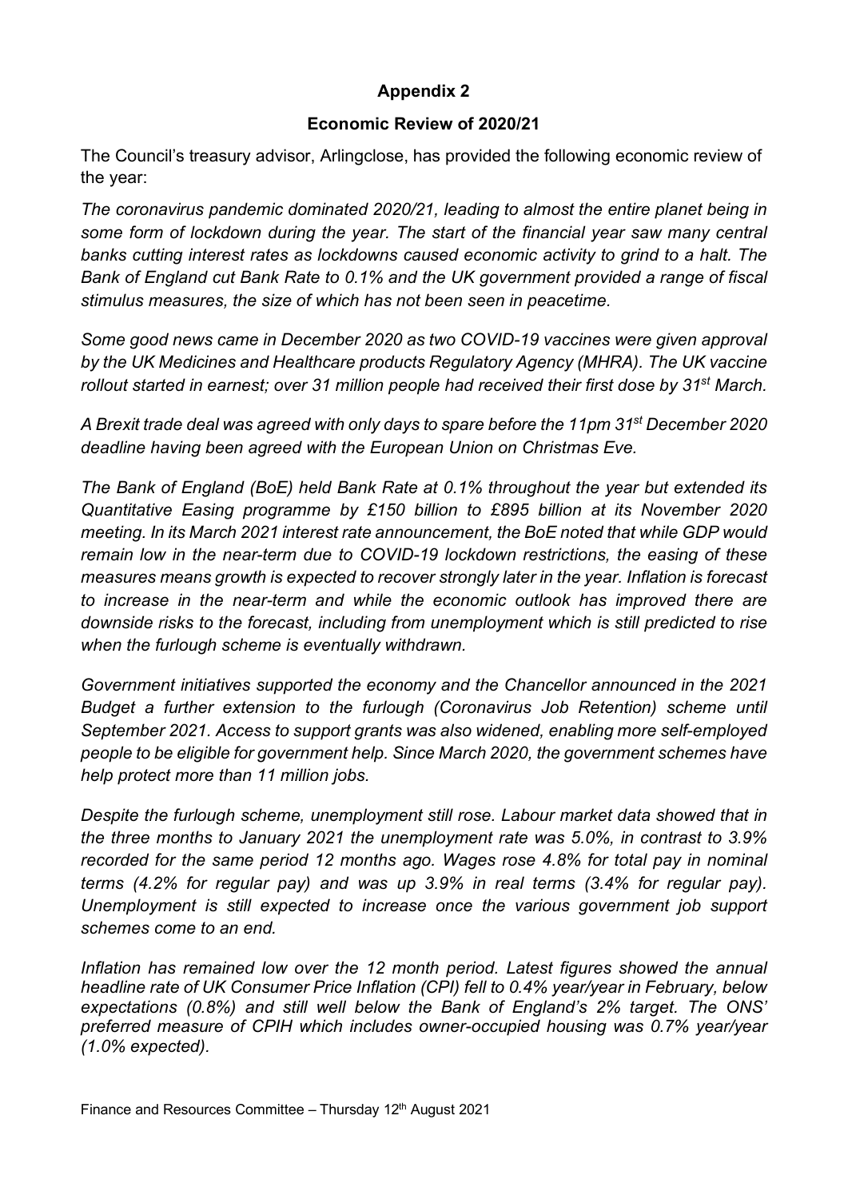**Appendix 2**

**Economic Review of 2020/21**

The Council's treasury advisor, Arlingclose, has provided the following economic review of the year:

*The coronavirus pandemic dominated 2020/21, leading to almost the entire planet being in some form of lockdown during the year. The start of the financial year saw many central banks cutting interest rates as lockdowns caused economic activity to grind to a halt. The Bank of England cut Bank Rate to 0.1% and the UK government provided a range of fiscal stimulus measures, the size of which has not been seen in peacetime.*

*Some good news came in December 2020 as two COVID-19 vaccines were given approval by the UK Medicines and Healthcare products Regulatory Agency (MHRA). The UK vaccine rollout started in earnest; over 31 million people had received their first dose by 31st March.*

*A Brexit trade deal was agreed with only days to spare before the 11pm 31st December 2020 deadline having been agreed with the European Union on Christmas Eve.*

*The Bank of England (BoE) held Bank Rate at 0.1% throughout the year but extended its Quantitative Easing programme by £150 billion to £895 billion at its November 2020 meeting. In its March 2021 interest rate announcement, the BoE noted that while GDP would remain low in the near-term due to COVID-19 lockdown restrictions, the easing of these measures means growth is expected to recover strongly later in the year. Inflation is forecast to increase in the near-term and while the economic outlook has improved there are downside risks to the forecast, including from unemployment which is still predicted to rise when the furlough scheme is eventually withdrawn.*

*Government initiatives supported the economy and the Chancellor announced in the 2021 Budget a further extension to the furlough (Coronavirus Job Retention) scheme until September 2021. Access to support grants was also widened, enabling more self-employed people to be eligible for government help. Since March 2020, the government schemes have help protect more than 11 million jobs.*

*Despite the furlough scheme, unemployment still rose. Labour market data showed that in the three months to January 2021 the unemployment rate was 5.0%, in contrast to 3.9% recorded for the same period 12 months ago. Wages rose 4.8% for total pay in nominal terms (4.2% for regular pay) and was up 3.9% in real terms (3.4% for regular pay). Unemployment is still expected to increase once the various government job support schemes come to an end.*

*Inflation has remained low over the 12 month period. Latest figures showed the annual headline rate of UK Consumer Price Inflation (CPI) fell to 0.4% year/year in February, below expectations (0.8%) and still well below the Bank of England's 2% target. The ONS' preferred measure of CPIH which includes owner-occupied housing was 0.7% year/year (1.0% expected).*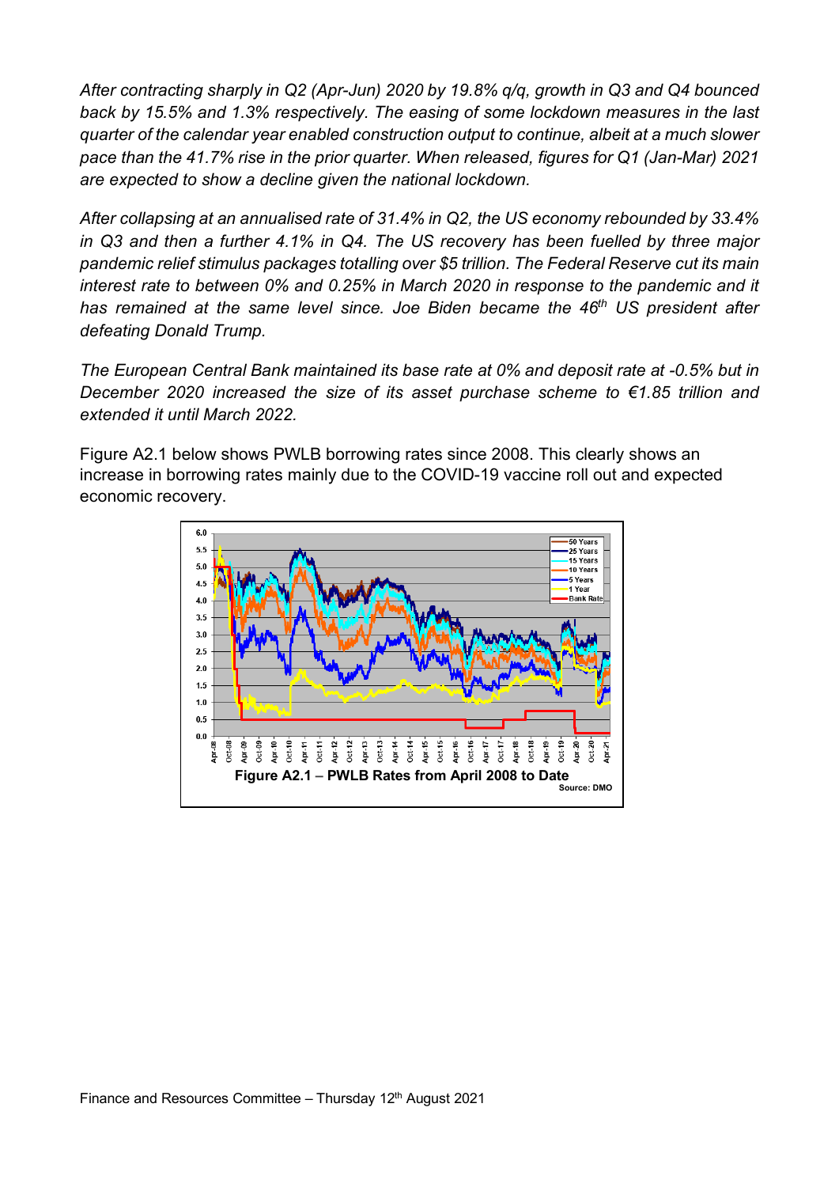*After contracting sharply in Q2 (Apr-Jun) 2020 by 19.8% q/q, growth in Q3 and Q4 bounced back by 15.5% and 1.3% respectively. The easing of some lockdown measures in the last quarter of the calendar year enabled construction output to continue, albeit at a much slower pace than the 41.7% rise in the prior quarter. When released, figures for Q1 (Jan-Mar) 2021 are expected to show a decline given the national lockdown.*

*After collapsing at an annualised rate of 31.4% in Q2, the US economy rebounded by 33.4% in Q3 and then a further 4.1% in Q4. The US recovery has been fuelled by three major pandemic relief stimulus packages totalling over $5 trillion. The Federal Reserve cut its main interest rate to between 0% and 0.25% in March 2020 in response to the pandemic and it has remained at the same level since. Joe Biden became the 46th US president after defeating Donald Trump.*

*The European Central Bank maintained its base rate at 0% and deposit rate at -0.5% but in December 2020 increased the size of its asset purchase scheme to €1.85 trillion and extended it until March 2022.*

Figure A2.1 below shows PWLB borrowing rates since 2008. This clearly shows an increase in borrowing rates mainly due to the COVID-19 vaccine roll out and expected economic recovery.

**Figure A2.1 – PWLB Rates from April 2008 to Date**

Source: DMO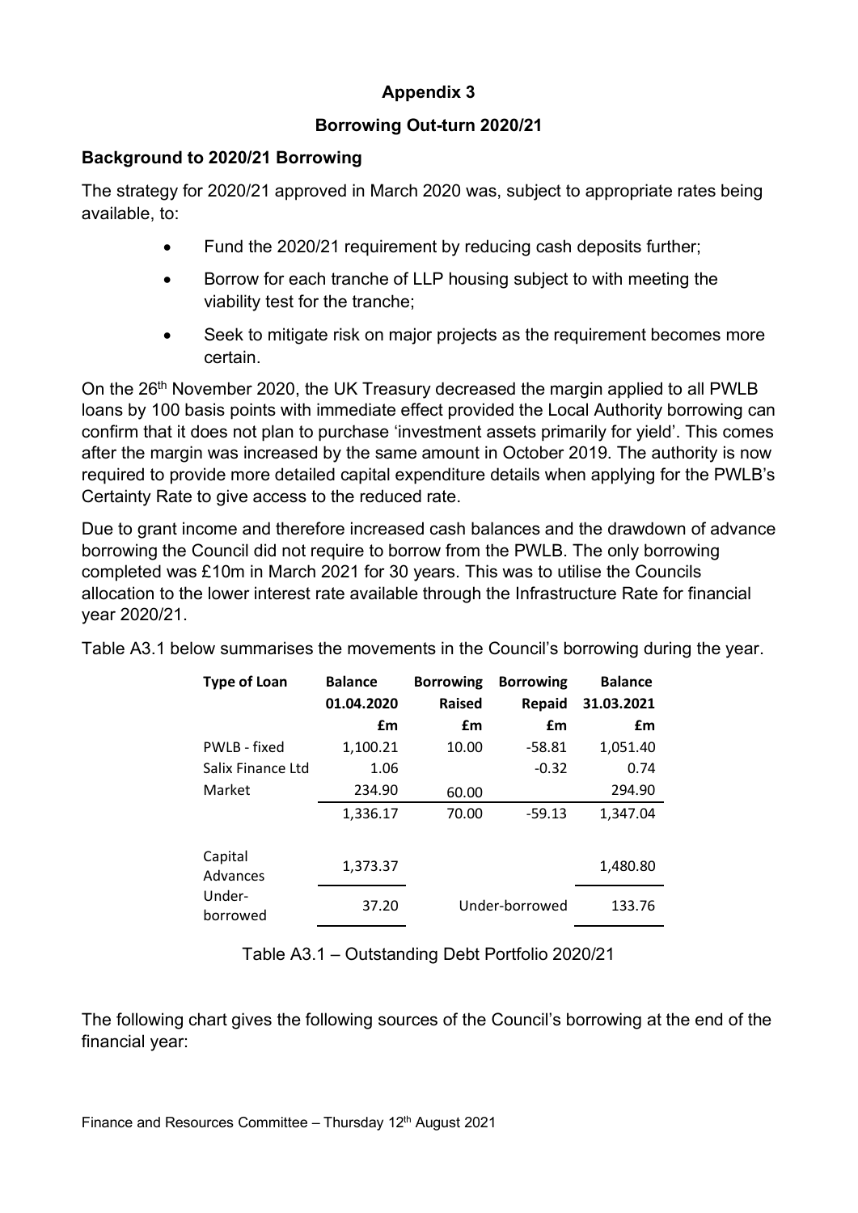# Appendix 3

## Borrowing Out-turn 2020/21

### Background to 2020/21 Borrowing

The strategy for 2020/21 approved in March 2020 was, subject to appropriate rates being available, to:

- Fund the 2020/21 requirement by reducing cash deposits further;
- Borrow for each tranche of LLP housing subject to with meeting the viability test for the tranche;
- Seek to mitigate risk on major projects as the requirement becomes more certain.

On the 26th November 2020, the UK Treasury decreased the margin applied to all PWLB loans by 100 basis points with immediate effect provided the Local Authority borrowing can confirm that it does not plan to purchase 'investment assets primarily for yield'. This comes after the margin was increased by the same amount in October 2019. The authority is now required to provide more detailed capital expenditure details when applying for the PWLB's Certainty Rate to give access to the reduced rate.

Due to grant income and therefore increased cash balances and the drawdown of advance borrowing the Council did not require to borrow from the PWLB. The only borrowing completed was £10m in March 2021 for 30 years. This was to utilise the Councils allocation to the lower interest rate available through the Infrastructure Rate for financial year 2020/21.

Table A3.1 below summarises the movements in the Council's borrowing during the year.

| Type of Loan | Balance 01.04.2020 £m | Borrowing Raised £m | Borrowing Repaid £m | Balance 31.03.2021 £m |
|---|---|---|---|---|
| PWLB - fixed | 1,100.21 | 10.00 | -58.81 | 1,051.40 |
| Salix Finance Ltd | 1.06 | | -0.32 | 0.74 |
| Market | 234.90 | 60.00 | | 294.90 |
| | 1,336.17 | 70.00 | -59.13 | 1,347.04 |
| Capital Advances | 1,373.37 | | | 1,480.80 |
| Under-borrowed | 37.20 | Under-borrowed | | 133.76 |

Table A3.1 – Outstanding Debt Portfolio 2020/21

The following chart gives the following sources of the Council's borrowing at the end of the financial year: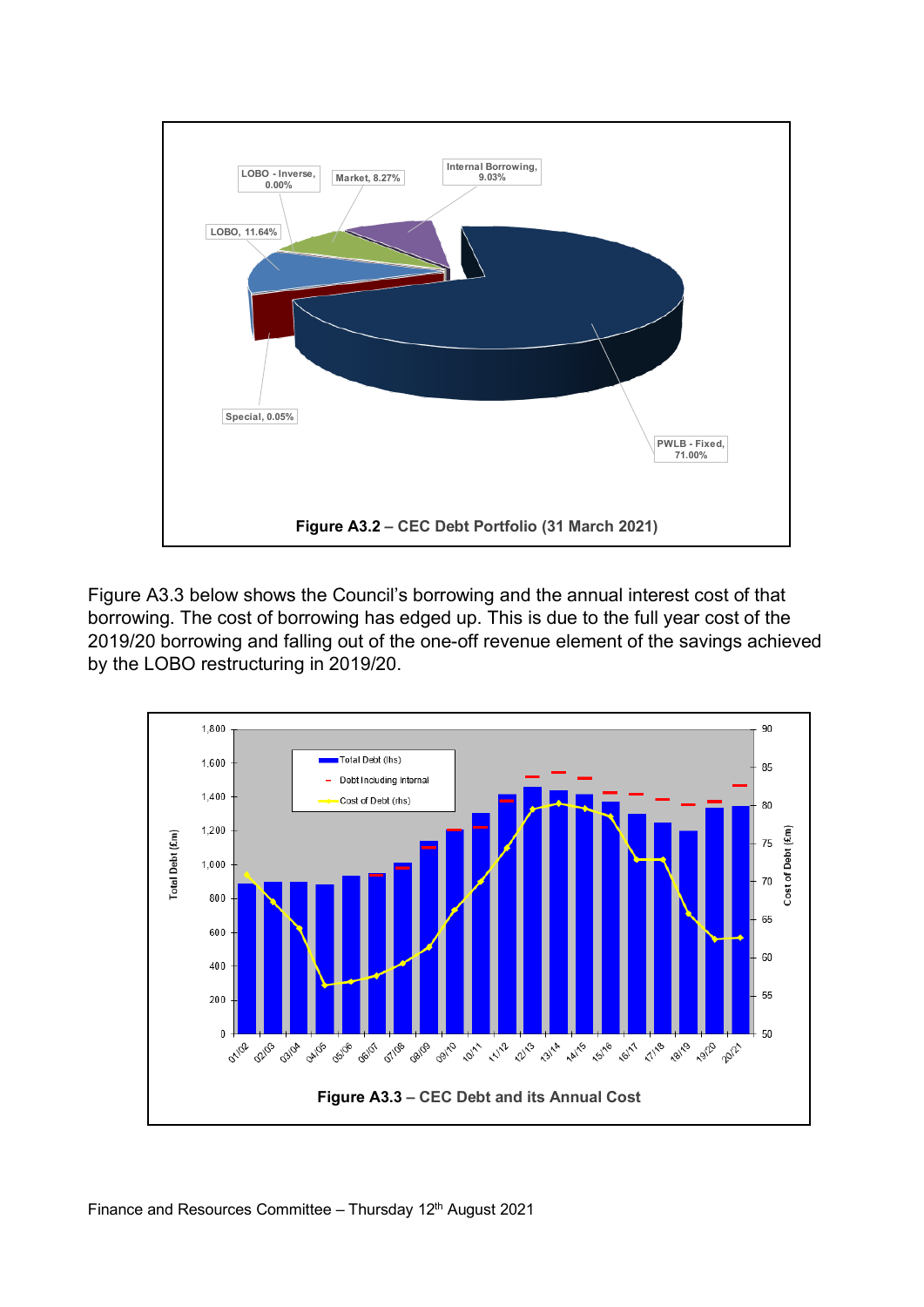Figure A3.2 – CEC Debt Portfolio (31 March 2021)

Figure A3.3 below shows the Council's borrowing and the annual interest cost of that borrowing. The cost of borrowing has edged up. This is due to the full year cost of the 2019/20 borrowing and falling out of the one-off revenue element of the savings achieved by the LOBO restructuring in 2019/20.

Figure A3.3 – CEC Debt and its Annual Cost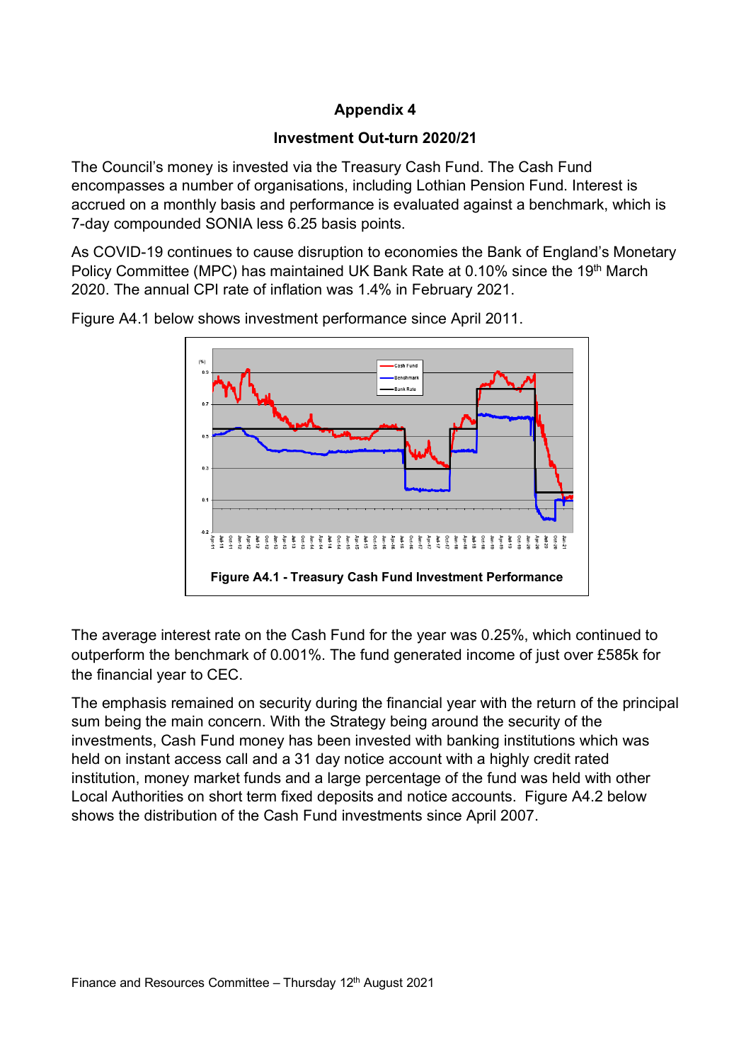# Appendix 4

## Investment Out-turn 2020/21

The Council's money is invested via the Treasury Cash Fund. The Cash Fund encompasses a number of organisations, including Lothian Pension Fund. Interest is accrued on a monthly basis and performance is evaluated against a benchmark, which is 7-day compounded SONIA less 6.25 basis points.

As COVID-19 continues to cause disruption to economies the Bank of England's Monetary Policy Committee (MPC) has maintained UK Bank Rate at 0.10% since the 19th March 2020. The annual CPI rate of inflation was 1.4% in February 2021.

Figure A4.1 below shows investment performance since April 2011.

**Figure A4.1 - Treasury Cash Fund Investment Performance**

The average interest rate on the Cash Fund for the year was 0.25%, which continued to outperform the benchmark of 0.001%. The fund generated income of just over £585k for the financial year to CEC.

The emphasis remained on security during the financial year with the return of the principal sum being the main concern. With the Strategy being around the security of the investments, Cash Fund money has been invested with banking institutions which was held on instant access call and a 31 day notice account with a highly credit rated institution, money market funds and a large percentage of the fund was held with other Local Authorities on short term fixed deposits and notice accounts. Figure A4.2 below shows the distribution of the Cash Fund investments since April 2007.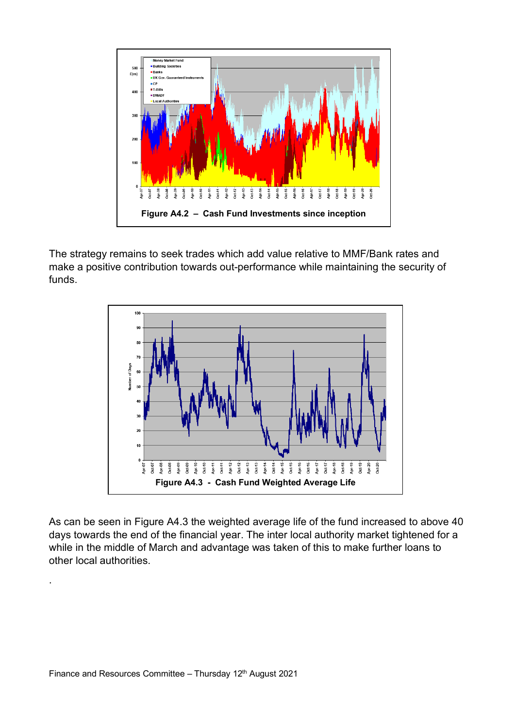Figure A4.2 – Cash Fund Investments since inception

The strategy remains to seek trades which add value relative to MMF/Bank rates and make a positive contribution towards out-performance while maintaining the security of funds.

Figure A4.3 - Cash Fund Weighted Average Life

As can be seen in Figure A4.3 the weighted average life of the fund increased to above 40 days towards the end of the financial year. The inter local authority market tightened for a while in the middle of March and advantage was taken of this to make further loans to other local authorities.

.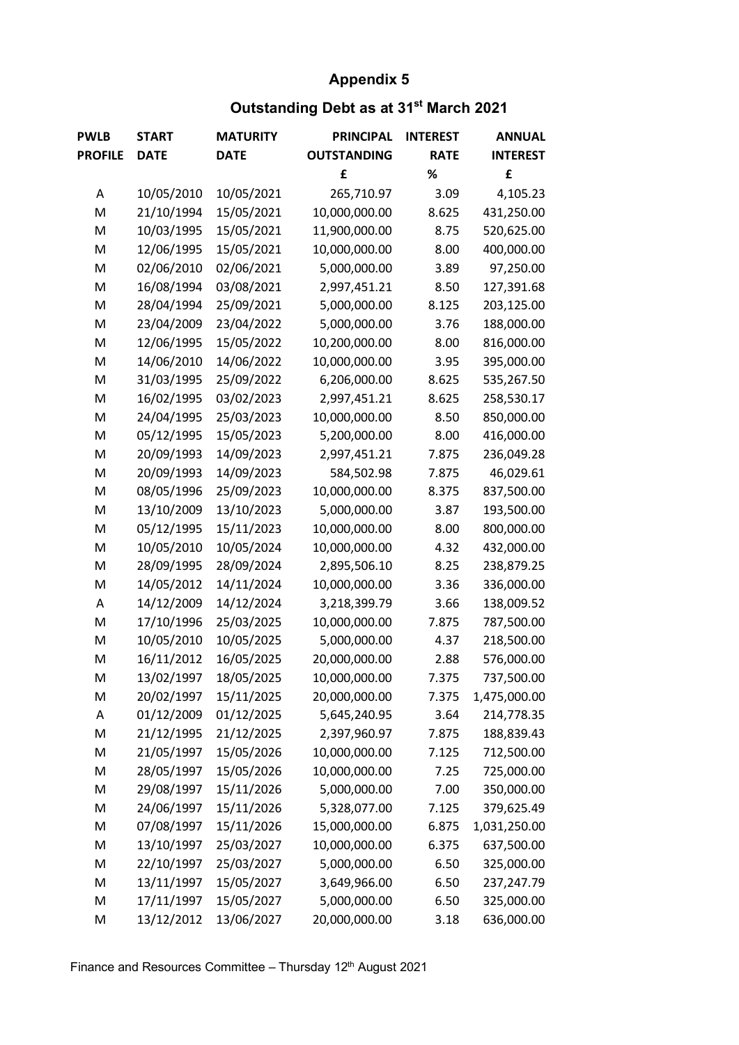# Appendix 5

## Outstanding Debt as at 31st March 2021

| PWLB PROFILE | START DATE | MATURITY DATE | PRINCIPAL OUTSTANDING £ | INTEREST RATE % | ANNUAL INTEREST £ |
|---|---|---|---|---|---|
| A | 10/05/2010 | 10/05/2021 | 265,710.97 | 3.09 | 4,105.23 |
| M | 21/10/1994 | 15/05/2021 | 10,000,000.00 | 8.625 | 431,250.00 |
| M | 10/03/1995 | 15/05/2021 | 11,900,000.00 | 8.75 | 520,625.00 |
| M | 12/06/1995 | 15/05/2021 | 10,000,000.00 | 8.00 | 400,000.00 |
| M | 02/06/2010 | 02/06/2021 | 5,000,000.00 | 3.89 | 97,250.00 |
| M | 16/08/1994 | 03/08/2021 | 2,997,451.21 | 8.50 | 127,391.68 |
| M | 28/04/1994 | 25/09/2021 | 5,000,000.00 | 8.125 | 203,125.00 |
| M | 23/04/2009 | 23/04/2022 | 5,000,000.00 | 3.76 | 188,000.00 |
| M | 12/06/1995 | 15/05/2022 | 10,200,000.00 | 8.00 | 816,000.00 |
| M | 14/06/2010 | 14/06/2022 | 10,000,000.00 | 3.95 | 395,000.00 |
| M | 31/03/1995 | 25/09/2022 | 6,206,000.00 | 8.625 | 535,267.50 |
| M | 16/02/1995 | 03/02/2023 | 2,997,451.21 | 8.625 | 258,530.17 |
| M | 24/04/1995 | 25/03/2023 | 10,000,000.00 | 8.50 | 850,000.00 |
| M | 05/12/1995 | 15/05/2023 | 5,200,000.00 | 8.00 | 416,000.00 |
| M | 20/09/1993 | 14/09/2023 | 2,997,451.21 | 7.875 | 236,049.28 |
| M | 20/09/1993 | 14/09/2023 | 584,502.98 | 7.875 | 46,029.61 |
| M | 08/05/1996 | 25/09/2023 | 10,000,000.00 | 8.375 | 837,500.00 |
| M | 13/10/2009 | 13/10/2023 | 5,000,000.00 | 3.87 | 193,500.00 |
| M | 05/12/1995 | 15/11/2023 | 10,000,000.00 | 8.00 | 800,000.00 |
| M | 10/05/2010 | 10/05/2024 | 10,000,000.00 | 4.32 | 432,000.00 |
| M | 28/09/1995 | 28/09/2024 | 2,895,506.10 | 8.25 | 238,879.25 |
| M | 14/05/2012 | 14/11/2024 | 10,000,000.00 | 3.36 | 336,000.00 |
| A | 14/12/2009 | 14/12/2024 | 3,218,399.79 | 3.66 | 138,009.52 |
| M | 17/10/1996 | 25/03/2025 | 10,000,000.00 | 7.875 | 787,500.00 |
| M | 10/05/2010 | 10/05/2025 | 5,000,000.00 | 4.37 | 218,500.00 |
| M | 16/11/2012 | 16/05/2025 | 20,000,000.00 | 2.88 | 576,000.00 |
| M | 13/02/1997 | 18/05/2025 | 10,000,000.00 | 7.375 | 737,500.00 |
| M | 20/02/1997 | 15/11/2025 | 20,000,000.00 | 7.375 | 1,475,000.00 |
| A | 01/12/2009 | 01/12/2025 | 5,645,240.95 | 3.64 | 214,778.35 |
| M | 21/12/1995 | 21/12/2025 | 2,397,960.97 | 7.875 | 188,839.43 |
| M | 21/05/1997 | 15/05/2026 | 10,000,000.00 | 7.125 | 712,500.00 |
| M | 28/05/1997 | 15/05/2026 | 10,000,000.00 | 7.25 | 725,000.00 |
| M | 29/08/1997 | 15/11/2026 | 5,000,000.00 | 7.00 | 350,000.00 |
| M | 24/06/1997 | 15/11/2026 | 5,328,077.00 | 7.125 | 379,625.49 |
| M | 07/08/1997 | 15/11/2026 | 15,000,000.00 | 6.875 | 1,031,250.00 |
| M | 13/10/1997 | 25/03/2027 | 10,000,000.00 | 6.375 | 637,500.00 |
| M | 22/10/1997 | 25/03/2027 | 5,000,000.00 | 6.50 | 325,000.00 |
| M | 13/11/1997 | 15/05/2027 | 3,649,966.00 | 6.50 | 237,247.79 |
| M | 17/11/1997 | 15/05/2027 | 5,000,000.00 | 6.50 | 325,000.00 |
| M | 13/12/2012 | 13/06/2027 | 20,000,000.00 | 3.18 | 636,000.00 |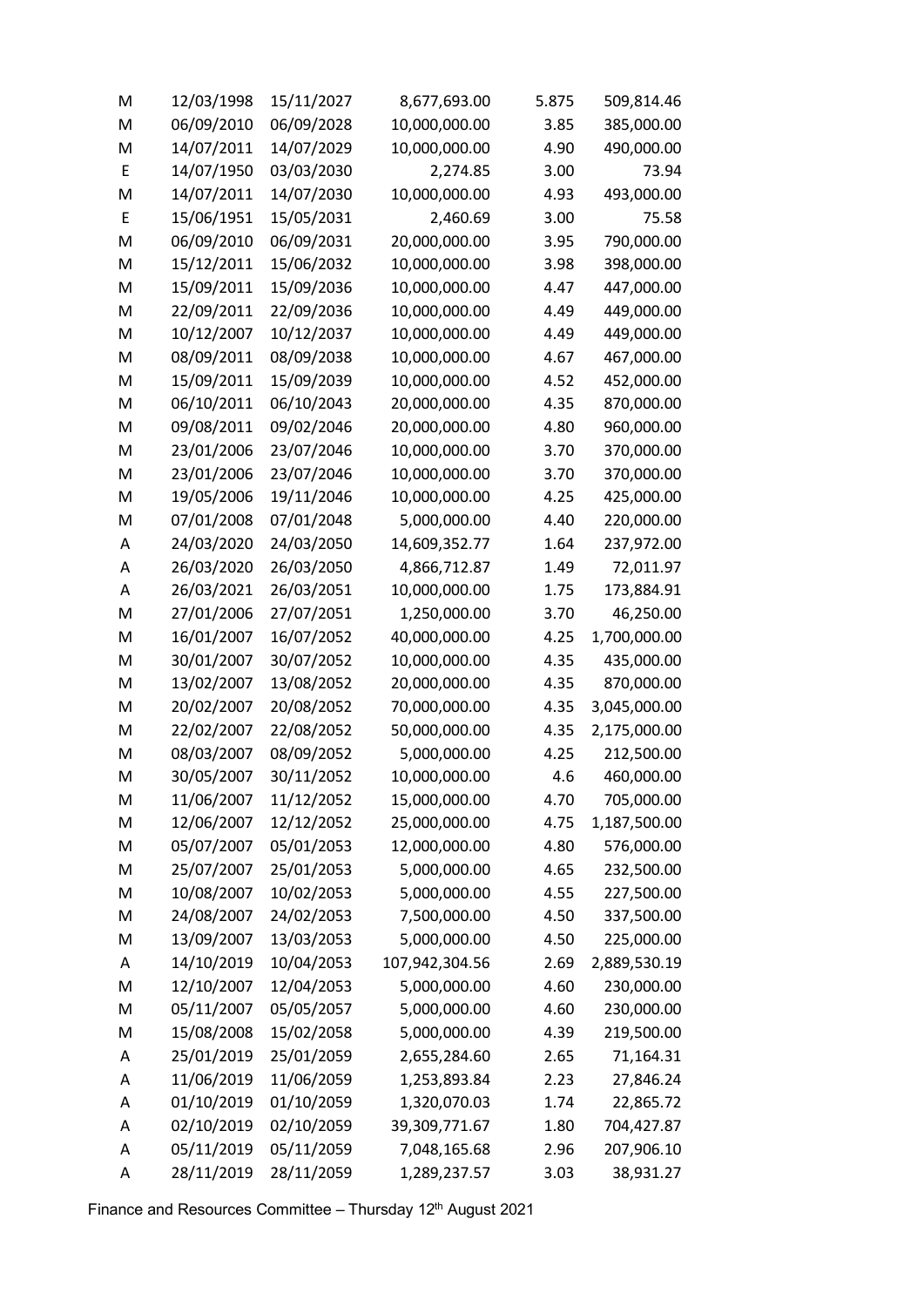| | | | | | |
|---|---|---|---|---|---|
| M | 12/03/1998 | 15/11/2027 | 8,677,693.00 | 5.875 | 509,814.46 |
| M | 06/09/2010 | 06/09/2028 | 10,000,000.00 | 3.85 | 385,000.00 |
| M | 14/07/2011 | 14/07/2029 | 10,000,000.00 | 4.90 | 490,000.00 |
| E | 14/07/1950 | 03/03/2030 | 2,274.85 | 3.00 | 73.94 |
| M | 14/07/2011 | 14/07/2030 | 10,000,000.00 | 4.93 | 493,000.00 |
| E | 15/06/1951 | 15/05/2031 | 2,460.69 | 3.00 | 75.58 |
| M | 06/09/2010 | 06/09/2031 | 20,000,000.00 | 3.95 | 790,000.00 |
| M | 15/12/2011 | 15/06/2032 | 10,000,000.00 | 3.98 | 398,000.00 |
| M | 15/09/2011 | 15/09/2036 | 10,000,000.00 | 4.47 | 447,000.00 |
| M | 22/09/2011 | 22/09/2036 | 10,000,000.00 | 4.49 | 449,000.00 |
| M | 10/12/2007 | 10/12/2037 | 10,000,000.00 | 4.49 | 449,000.00 |
| M | 08/09/2011 | 08/09/2038 | 10,000,000.00 | 4.67 | 467,000.00 |
| M | 15/09/2011 | 15/09/2039 | 10,000,000.00 | 4.52 | 452,000.00 |
| M | 06/10/2011 | 06/10/2043 | 20,000,000.00 | 4.35 | 870,000.00 |
| M | 09/08/2011 | 09/02/2046 | 20,000,000.00 | 4.80 | 960,000.00 |
| M | 23/01/2006 | 23/07/2046 | 10,000,000.00 | 3.70 | 370,000.00 |
| M | 23/01/2006 | 23/07/2046 | 10,000,000.00 | 3.70 | 370,000.00 |
| M | 19/05/2006 | 19/11/2046 | 10,000,000.00 | 4.25 | 425,000.00 |
| M | 07/01/2008 | 07/01/2048 | 5,000,000.00 | 4.40 | 220,000.00 |
| A | 24/03/2020 | 24/03/2050 | 14,609,352.77 | 1.64 | 237,972.00 |
| A | 26/03/2020 | 26/03/2050 | 4,866,712.87 | 1.49 | 72,011.97 |
| A | 26/03/2021 | 26/03/2051 | 10,000,000.00 | 1.75 | 173,884.91 |
| M | 27/01/2006 | 27/07/2051 | 1,250,000.00 | 3.70 | 46,250.00 |
| M | 16/01/2007 | 16/07/2052 | 40,000,000.00 | 4.25 | 1,700,000.00 |
| M | 30/01/2007 | 30/07/2052 | 10,000,000.00 | 4.35 | 435,000.00 |
| M | 13/02/2007 | 13/08/2052 | 20,000,000.00 | 4.35 | 870,000.00 |
| M | 20/02/2007 | 20/08/2052 | 70,000,000.00 | 4.35 | 3,045,000.00 |
| M | 22/02/2007 | 22/08/2052 | 50,000,000.00 | 4.35 | 2,175,000.00 |
| M | 08/03/2007 | 08/09/2052 | 5,000,000.00 | 4.25 | 212,500.00 |
| M | 30/05/2007 | 30/11/2052 | 10,000,000.00 | 4.6 | 460,000.00 |
| M | 11/06/2007 | 11/12/2052 | 15,000,000.00 | 4.70 | 705,000.00 |
| M | 12/06/2007 | 12/12/2052 | 25,000,000.00 | 4.75 | 1,187,500.00 |
| M | 05/07/2007 | 05/01/2053 | 12,000,000.00 | 4.80 | 576,000.00 |
| M | 25/07/2007 | 25/01/2053 | 5,000,000.00 | 4.65 | 232,500.00 |
| M | 10/08/2007 | 10/02/2053 | 5,000,000.00 | 4.55 | 227,500.00 |
| M | 24/08/2007 | 24/02/2053 | 7,500,000.00 | 4.50 | 337,500.00 |
| M | 13/09/2007 | 13/03/2053 | 5,000,000.00 | 4.50 | 225,000.00 |
| A | 14/10/2019 | 10/04/2053 | 107,942,304.56 | 2.69 | 2,889,530.19 |
| M | 12/10/2007 | 12/04/2053 | 5,000,000.00 | 4.60 | 230,000.00 |
| M | 05/11/2007 | 05/05/2057 | 5,000,000.00 | 4.60 | 230,000.00 |
| M | 15/08/2008 | 15/02/2058 | 5,000,000.00 | 4.39 | 219,500.00 |
| A | 25/01/2019 | 25/01/2059 | 2,655,284.60 | 2.65 | 71,164.31 |
| A | 11/06/2019 | 11/06/2059 | 1,253,893.84 | 2.23 | 27,846.24 |
| A | 01/10/2019 | 01/10/2059 | 1,320,070.03 | 1.74 | 22,865.72 |
| A | 02/10/2019 | 02/10/2059 | 39,309,771.67 | 1.80 | 704,427.87 |
| A | 05/11/2019 | 05/11/2059 | 7,048,165.68 | 2.96 | 207,906.10 |
| A | 28/11/2019 | 28/11/2059 | 1,289,237.57 | 3.03 | 38,931.27 |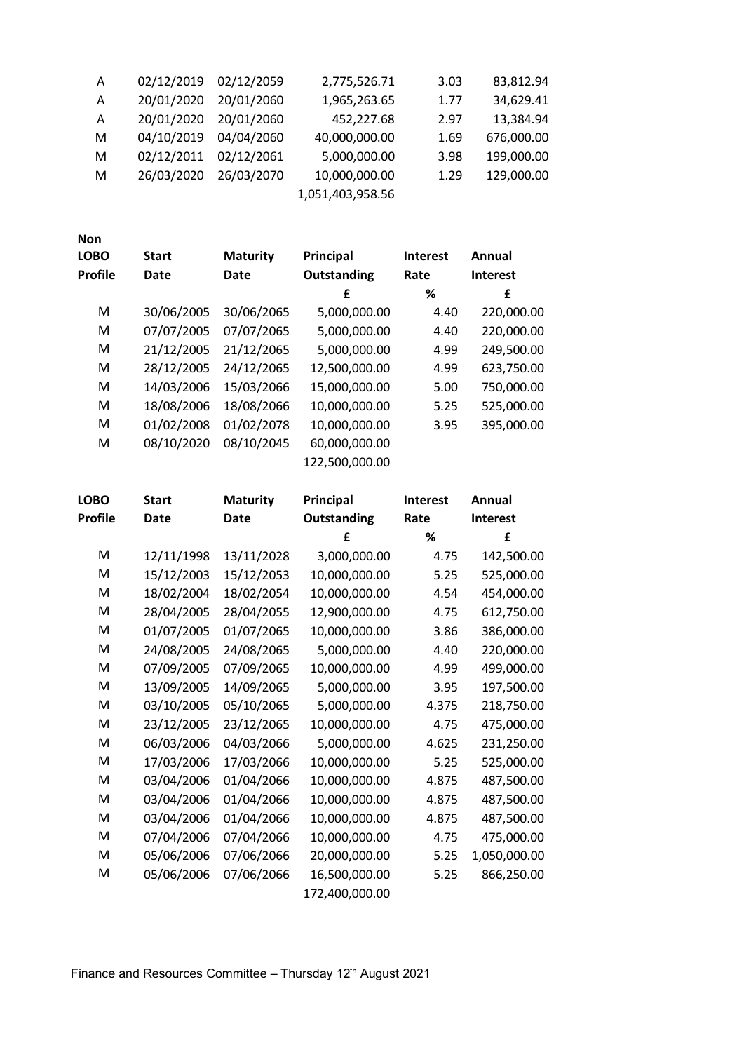| | | | | | |
|---|---|---|---|---|---|
| A | 02/12/2019 | 02/12/2059 | 2,775,526.71 | 3.03 | 83,812.94 |
| A | 20/01/2020 | 20/01/2060 | 1,965,263.65 | 1.77 | 34,629.41 |
| A | 20/01/2020 | 20/01/2060 | 452,227.68 | 2.97 | 13,384.94 |
| M | 04/10/2019 | 04/04/2060 | 40,000,000.00 | 1.69 | 676,000.00 |
| M | 02/12/2011 | 02/12/2061 | 5,000,000.00 | 3.98 | 199,000.00 |
| M | 26/03/2020 | 26/03/2070 | 10,000,000.00 | 1.29 | 129,000.00 |
| | | | 1,051,403,958.56 | | |

| Non LOBO Profile | Start Date | Maturity Date | Principal Outstanding | Interest Rate | Annual Interest |
|---|---|---|---|---|---|
| | | | £ | % | £ |
| M | 30/06/2005 | 30/06/2065 | 5,000,000.00 | 4.40 | 220,000.00 |
| M | 07/07/2005 | 07/07/2065 | 5,000,000.00 | 4.40 | 220,000.00 |
| M | 21/12/2005 | 21/12/2065 | 5,000,000.00 | 4.99 | 249,500.00 |
| M | 28/12/2005 | 24/12/2065 | 12,500,000.00 | 4.99 | 623,750.00 |
| M | 14/03/2006 | 15/03/2066 | 15,000,000.00 | 5.00 | 750,000.00 |
| M | 18/08/2006 | 18/08/2066 | 10,000,000.00 | 5.25 | 525,000.00 |
| M | 01/02/2008 | 01/02/2078 | 10,000,000.00 | 3.95 | 395,000.00 |
| M | 08/10/2020 | 08/10/2045 | 60,000,000.00 | | |
| | | | 122,500,000.00 | | |

| LOBO Profile | Start Date | Maturity Date | Principal Outstanding | Interest Rate | Annual Interest |
|---|---|---|---|---|---|
| | | | £ | % | £ |
| M | 12/11/1998 | 13/11/2028 | 3,000,000.00 | 4.75 | 142,500.00 |
| M | 15/12/2003 | 15/12/2053 | 10,000,000.00 | 5.25 | 525,000.00 |
| M | 18/02/2004 | 18/02/2054 | 10,000,000.00 | 4.54 | 454,000.00 |
| M | 28/04/2005 | 28/04/2055 | 12,900,000.00 | 4.75 | 612,750.00 |
| M | 01/07/2005 | 01/07/2065 | 10,000,000.00 | 3.86 | 386,000.00 |
| M | 24/08/2005 | 24/08/2065 | 5,000,000.00 | 4.40 | 220,000.00 |
| M | 07/09/2005 | 07/09/2065 | 10,000,000.00 | 4.99 | 499,000.00 |
| M | 13/09/2005 | 14/09/2065 | 5,000,000.00 | 3.95 | 197,500.00 |
| M | 03/10/2005 | 05/10/2065 | 5,000,000.00 | 4.375 | 218,750.00 |
| M | 23/12/2005 | 23/12/2065 | 10,000,000.00 | 4.75 | 475,000.00 |
| M | 06/03/2006 | 04/03/2066 | 5,000,000.00 | 4.625 | 231,250.00 |
| M | 17/03/2006 | 17/03/2066 | 10,000,000.00 | 5.25 | 525,000.00 |
| M | 03/04/2006 | 01/04/2066 | 10,000,000.00 | 4.875 | 487,500.00 |
| M | 03/04/2006 | 01/04/2066 | 10,000,000.00 | 4.875 | 487,500.00 |
| M | 03/04/2006 | 01/04/2066 | 10,000,000.00 | 4.875 | 487,500.00 |
| M | 07/04/2006 | 07/04/2066 | 10,000,000.00 | 4.75 | 475,000.00 |
| M | 05/06/2006 | 07/06/2066 | 20,000,000.00 | 5.25 | 1,050,000.00 |
| M | 05/06/2006 | 07/06/2066 | 16,500,000.00 | 5.25 | 866,250.00 |
| | | | 172,400,000.00 | | |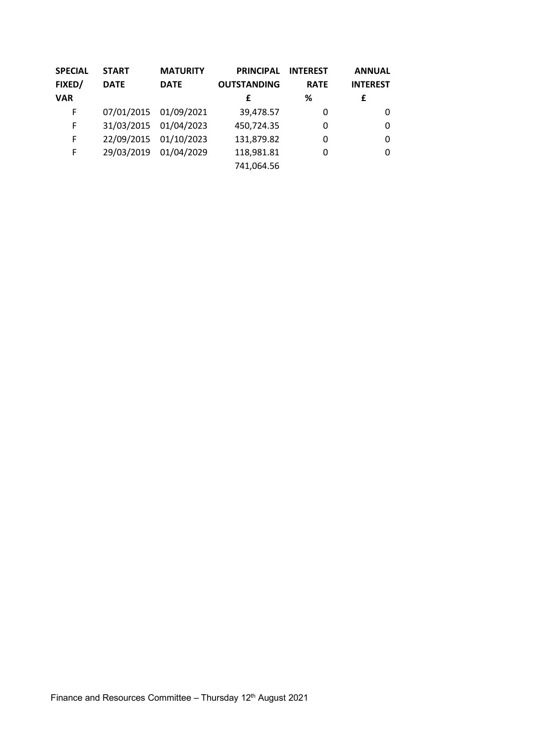| SPECIAL FIXED/ VAR | START DATE | MATURITY DATE | PRINCIPAL OUTSTANDING £ | INTEREST RATE % | ANNUAL INTEREST £ |
|---|---|---|---|---|---|
| F | 07/01/2015 | 01/09/2021 | 39,478.57 | 0 | 0 |
| F | 31/03/2015 | 01/04/2023 | 450,724.35 | 0 | 0 |
| F | 22/09/2015 | 01/10/2023 | 131,879.82 | 0 | 0 |
| F | 29/03/2019 | 01/04/2029 | 118,981.81 | 0 | 0 |
| | | | 741,064.56 | | |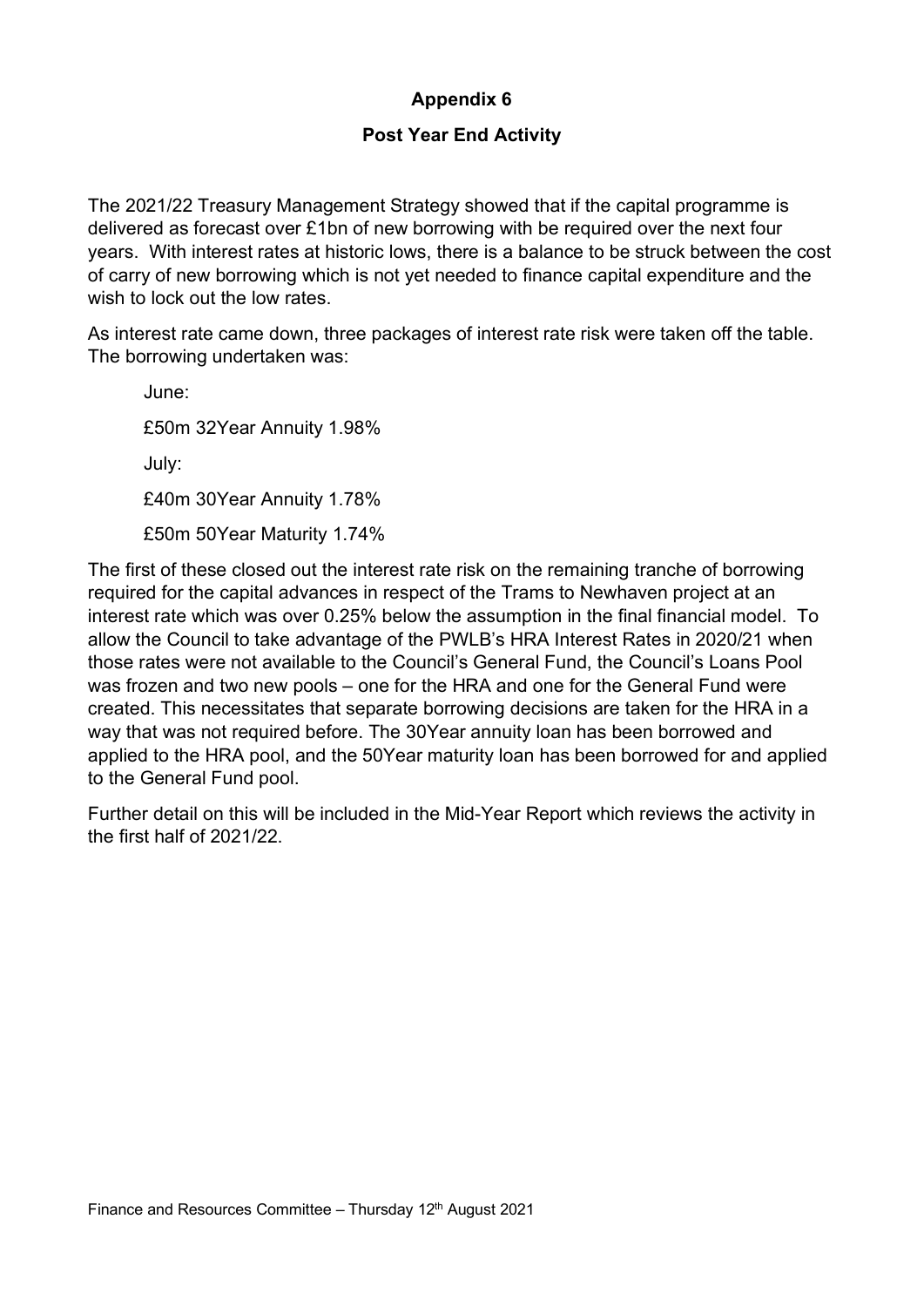# Appendix 6

## Post Year End Activity

The 2021/22 Treasury Management Strategy showed that if the capital programme is delivered as forecast over £1bn of new borrowing with be required over the next four years. With interest rates at historic lows, there is a balance to be struck between the cost of carry of new borrowing which is not yet needed to finance capital expenditure and the wish to lock out the low rates.

As interest rate came down, three packages of interest rate risk were taken off the table. The borrowing undertaken was:

June:

£50m 32Year Annuity 1.98%

July:

£40m 30Year Annuity 1.78%

£50m 50Year Maturity 1.74%

The first of these closed out the interest rate risk on the remaining tranche of borrowing required for the capital advances in respect of the Trams to Newhaven project at an interest rate which was over 0.25% below the assumption in the final financial model. To allow the Council to take advantage of the PWLB's HRA Interest Rates in 2020/21 when those rates were not available to the Council's General Fund, the Council's Loans Pool was frozen and two new pools – one for the HRA and one for the General Fund were created. This necessitates that separate borrowing decisions are taken for the HRA in a way that was not required before. The 30Year annuity loan has been borrowed and applied to the HRA pool, and the 50Year maturity loan has been borrowed for and applied to the General Fund pool.

Further detail on this will be included in the Mid-Year Report which reviews the activity in the first half of 2021/22.